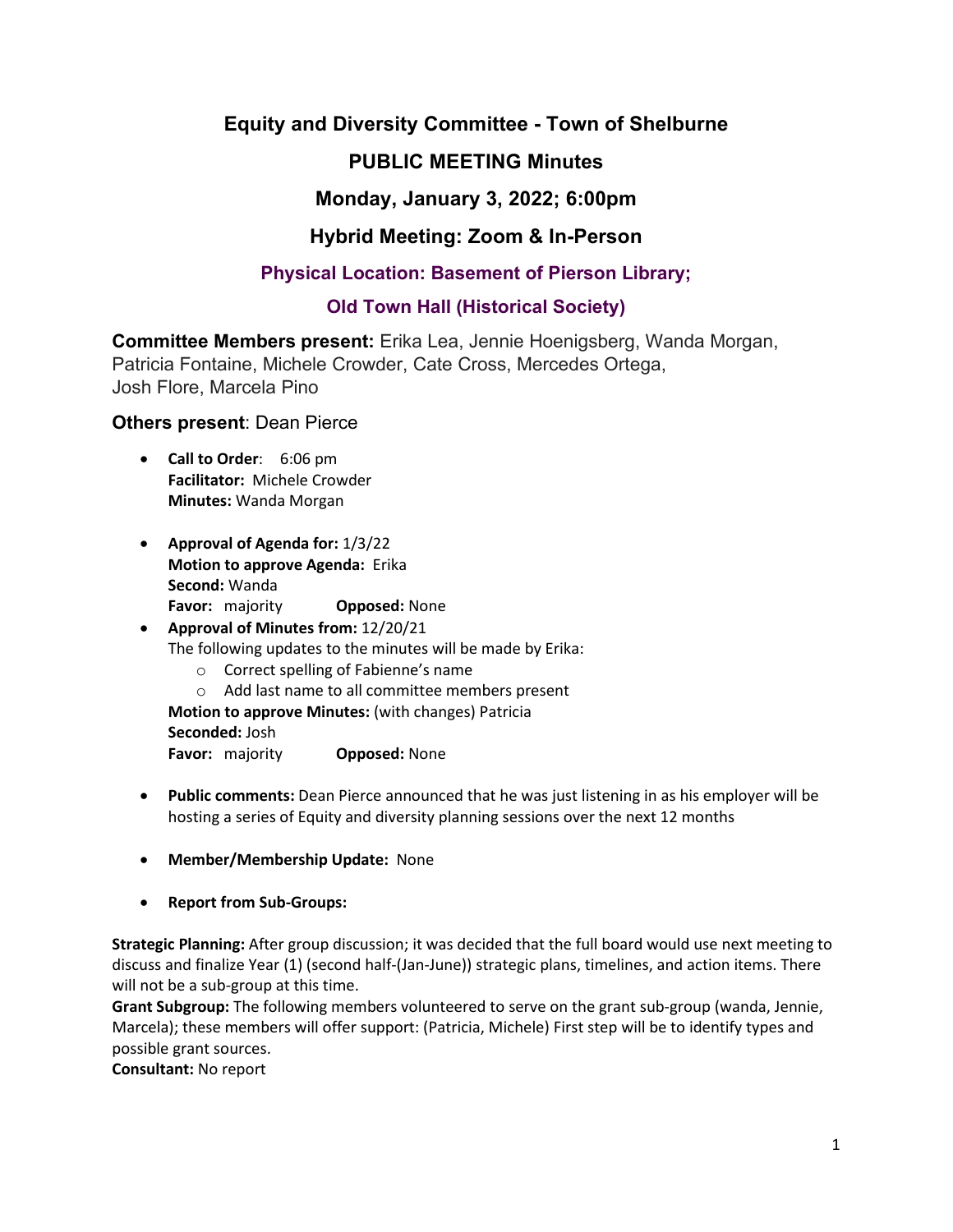# Equity and Diversity Committee - Town of Shelburne

## PUBLIC MEETING Minutes

## Monday, January 3, 2022; 6:00pm

## Hybrid Meeting: Zoom & In-Person

### Physical Location: Basement of Pierson Library;

### Old Town Hall (Historical Society)

**Committee Members present:** Erika Lea, Jennie Hoenigsberg, Wanda Morgan, Patricia Fontaine, Michele Crowder, Cate Cross, Mercedes Ortega, Josh Flore, Marcela Pino

**Others present**: Dean Pierce

- **Call to Order**: 6:06 pm
  **Facilitator:** Michele Crowder
  **Minutes:** Wanda Morgan

- **Approval of Agenda for:** 1/3/22
  **Motion to approve Agenda:** Erika
  **Second:** Wanda
  **Favor:** majority **Opposed:** None
- **Approval of Minutes from:** 12/20/21
  The following updates to the minutes will be made by Erika:
  - Correct spelling of Fabienne's name
  - Add last name to all committee members present

  **Motion to approve Minutes:** (with changes) Patricia
  **Seconded:** Josh
  **Favor:** majority **Opposed:** None

- **Public comments:** Dean Pierce announced that he was just listening in as his employer will be hosting a series of Equity and diversity planning sessions over the next 12 months

- **Member/Membership Update:** None

- **Report from Sub-Groups:**

**Strategic Planning:** After group discussion; it was decided that the full board would use next meeting to discuss and finalize Year (1) (second half-(Jan-June)) strategic plans, timelines, and action items. There will not be a sub-group at this time.
**Grant Subgroup:** The following members volunteered to serve on the grant sub-group (wanda, Jennie, Marcela); these members will offer support: (Patricia, Michele) First step will be to identify types and possible grant sources.
**Consultant:** No report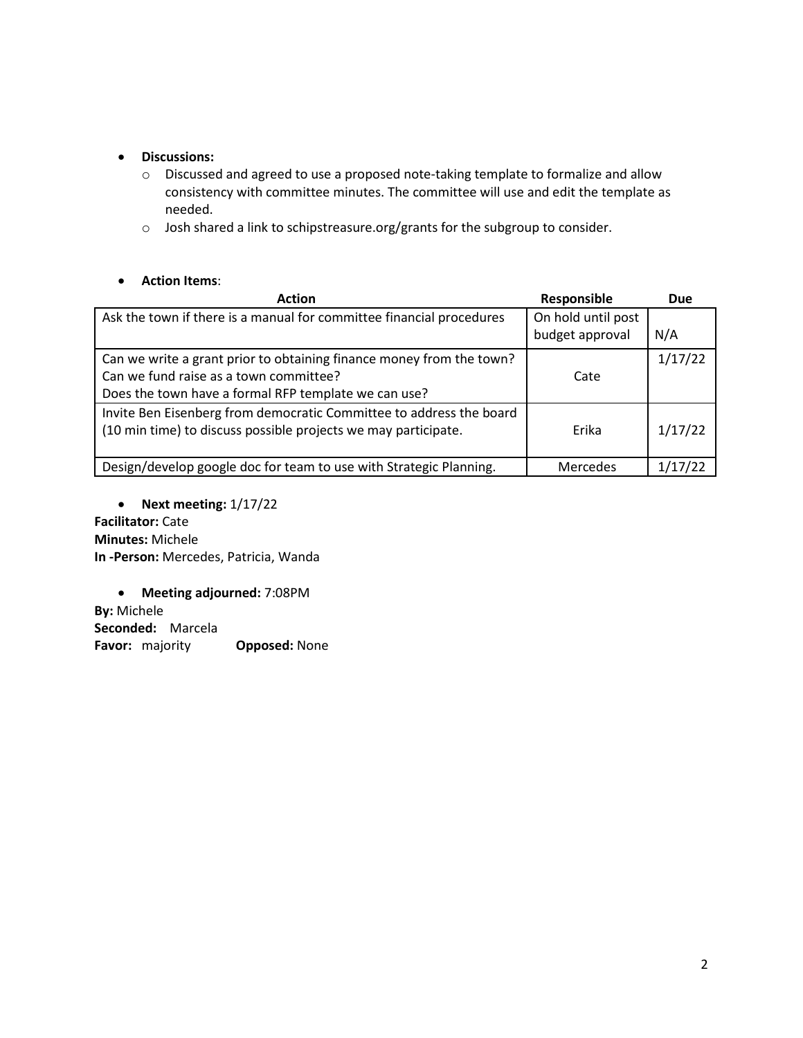- **Discussions:**
  - Discussed and agreed to use a proposed note-taking template to formalize and allow consistency with committee minutes. The committee will use and edit the template as needed.
  - Josh shared a link to schipstreasure.org/grants for the subgroup to consider.

- **Action Items**:

| Action | Responsible | Due |
|---|---|---|
| Ask the town if there is a manual for committee financial procedures | On hold until post budget approval | N/A |
| Can we write a grant prior to obtaining finance money from the town?<br>Can we fund raise as a town committee?<br>Does the town have a formal RFP template we can use? | Cate | 1/17/22 |
| Invite Ben Eisenberg from democratic Committee to address the board (10 min time) to discuss possible projects we may participate. | Erika | 1/17/22 |
| Design/develop google doc for team to use with Strategic Planning. | Mercedes | 1/17/22 |

- **Next meeting:** 1/17/22

**Facilitator:** Cate
**Minutes:** Michele
**In -Person:** Mercedes, Patricia, Wanda

- **Meeting adjourned:** 7:08PM

**By:** Michele
**Seconded:** Marcela
**Favor:** majority **Opposed:** None